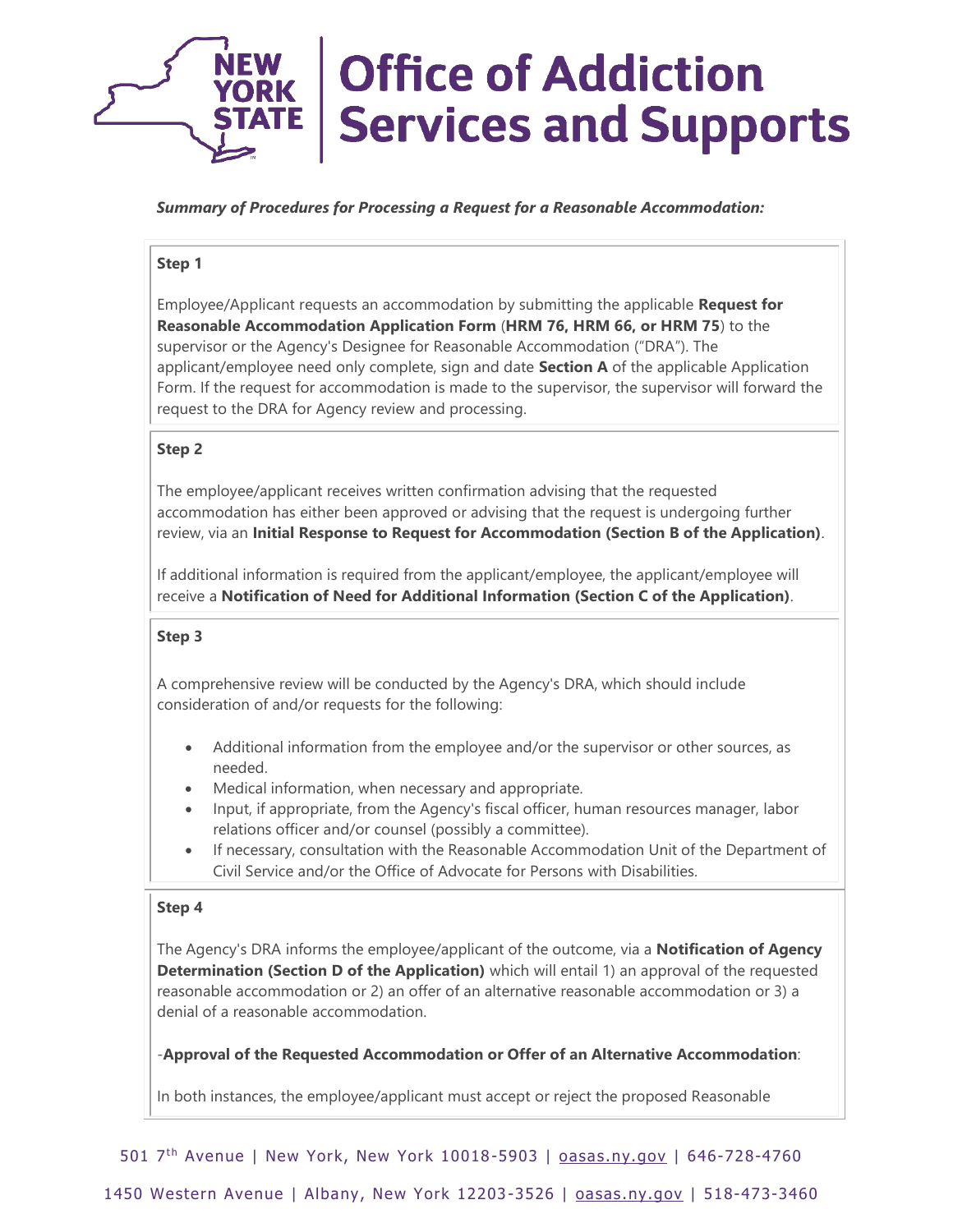*Summary of Procedures for Processing a Request for a Reasonable Accommodation:*

**Step 1**

Employee/Applicant requests an accommodation by submitting the applicable **Request for Reasonable Accommodation Application Form** (**HRM 76, HRM 66, or HRM 75**) to the supervisor or the Agency's Designee for Reasonable Accommodation ("DRA"). The applicant/employee need only complete, sign and date **Section A** of the applicable Application Form. If the request for accommodation is made to the supervisor, the supervisor will forward the request to the DRA for Agency review and processing.

**Step 2**

The employee/applicant receives written confirmation advising that the requested accommodation has either been approved or advising that the request is undergoing further review, via an **Initial Response to Request for Accommodation (Section B of the Application)**.

If additional information is required from the applicant/employee, the applicant/employee will receive a **Notification of Need for Additional Information (Section C of the Application)**.

**Step 3**

A comprehensive review will be conducted by the Agency's DRA, which should include consideration of and/or requests for the following:

- Additional information from the employee and/or the supervisor or other sources, as needed.
- Medical information, when necessary and appropriate.
- Input, if appropriate, from the Agency's fiscal officer, human resources manager, labor relations officer and/or counsel (possibly a committee).
- If necessary, consultation with the Reasonable Accommodation Unit of the Department of Civil Service and/or the Office of Advocate for Persons with Disabilities.

**Step 4**

The Agency's DRA informs the employee/applicant of the outcome, via a **Notification of Agency Determination (Section D of the Application)** which will entail 1) an approval of the requested reasonable accommodation or 2) an offer of an alternative reasonable accommodation or 3) a denial of a reasonable accommodation.

-**Approval of the Requested Accommodation or Offer of an Alternative Accommodation**:

In both instances, the employee/applicant must accept or reject the proposed Reasonable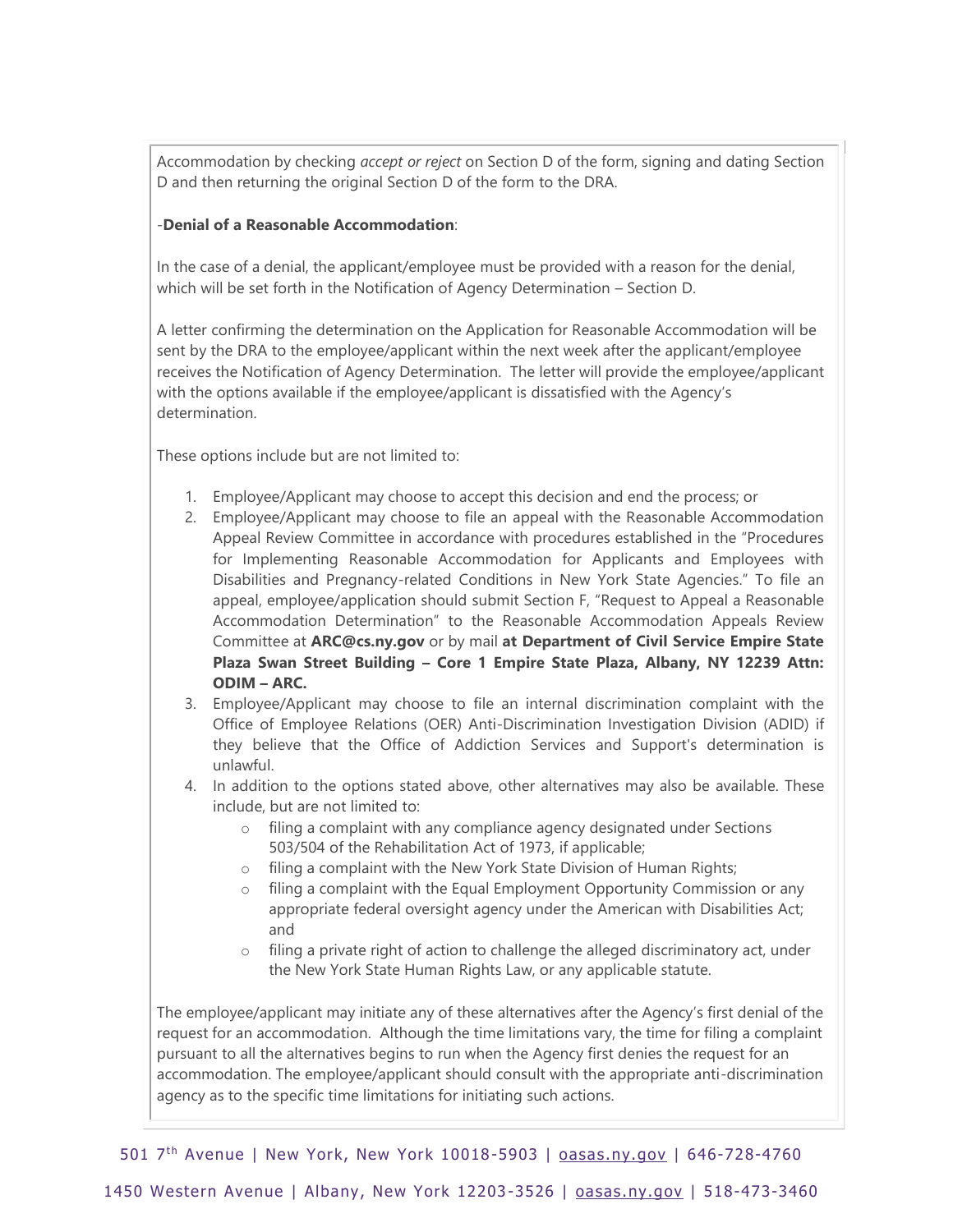Accommodation by checking *accept or reject* on Section D of the form, signing and dating Section D and then returning the original Section D of the form to the DRA.

-**Denial of a Reasonable Accommodation**:

In the case of a denial, the applicant/employee must be provided with a reason for the denial, which will be set forth in the Notification of Agency Determination – Section D.

A letter confirming the determination on the Application for Reasonable Accommodation will be sent by the DRA to the employee/applicant within the next week after the applicant/employee receives the Notification of Agency Determination. The letter will provide the employee/applicant with the options available if the employee/applicant is dissatisfied with the Agency's determination.

These options include but are not limited to:

1. Employee/Applicant may choose to accept this decision and end the process; or
2. Employee/Applicant may choose to file an appeal with the Reasonable Accommodation Appeal Review Committee in accordance with procedures established in the "Procedures for Implementing Reasonable Accommodation for Applicants and Employees with Disabilities and Pregnancy-related Conditions in New York State Agencies." To file an appeal, employee/application should submit Section F, "Request to Appeal a Reasonable Accommodation Determination" to the Reasonable Accommodation Appeals Review Committee at **ARC@cs.ny.gov** or by mail **at Department of Civil Service Empire State Plaza Swan Street Building – Core 1 Empire State Plaza, Albany, NY 12239 Attn: ODIM – ARC.**
3. Employee/Applicant may choose to file an internal discrimination complaint with the Office of Employee Relations (OER) Anti-Discrimination Investigation Division (ADID) if they believe that the Office of Addiction Services and Support's determination is unlawful.
4. In addition to the options stated above, other alternatives may also be available. These include, but are not limited to:
   - filing a complaint with any compliance agency designated under Sections 503/504 of the Rehabilitation Act of 1973, if applicable;
   - filing a complaint with the New York State Division of Human Rights;
   - filing a complaint with the Equal Employment Opportunity Commission or any appropriate federal oversight agency under the American with Disabilities Act; and
   - filing a private right of action to challenge the alleged discriminatory act, under the New York State Human Rights Law, or any applicable statute.

The employee/applicant may initiate any of these alternatives after the Agency's first denial of the request for an accommodation. Although the time limitations vary, the time for filing a complaint pursuant to all the alternatives begins to run when the Agency first denies the request for an accommodation. The employee/applicant should consult with the appropriate anti-discrimination agency as to the specific time limitations for initiating such actions.

501 7th Avenue | New York, New York 10018-5903 | oasas.ny.gov | 646-728-4760

1450 Western Avenue | Albany, New York 12203-3526 | oasas.ny.gov | 518-473-3460